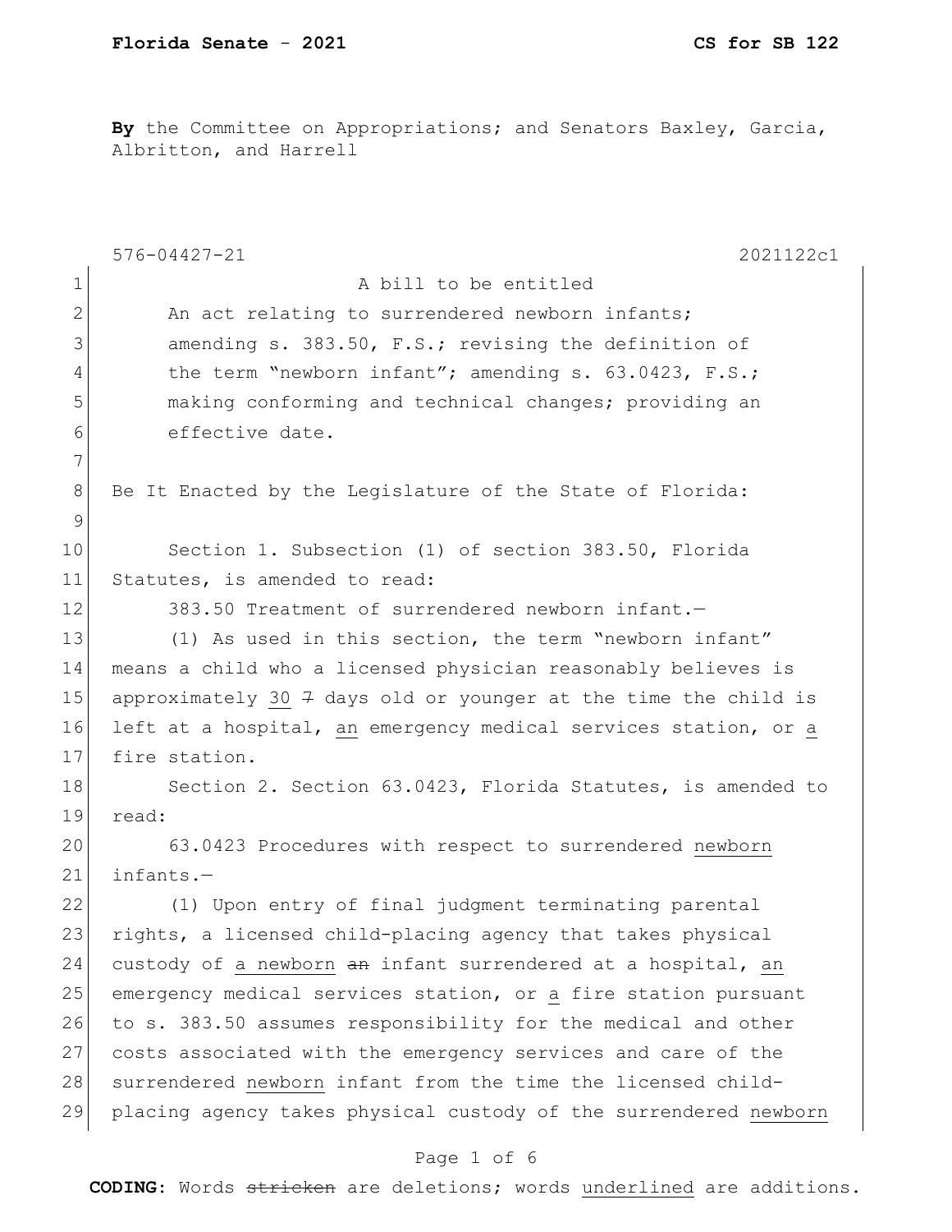**Florida Senate** - **2021** **CS for SB 122**

**By** the Committee on Appropriations; and Senators Baxley, Garcia, Albritton, and Harrell

576-04427-21 2021122c1

A bill to be entitled

An act relating to surrendered newborn infants; amending s. 383.50, F.S.; revising the definition of the term "newborn infant"; amending s. 63.0423, F.S.; making conforming and technical changes; providing an effective date.

Be It Enacted by the Legislature of the State of Florida:

Section 1. Subsection (1) of section 383.50, Florida Statutes, is amended to read:

383.50 Treatment of surrendered newborn infant.—

(1) As used in this section, the term "newborn infant" means a child who a licensed physician reasonably believes is approximately <u>30</u> ~~7~~ days old or younger at the time the child is left at a hospital, <u>an</u> emergency medical services station, or <u>a</u> fire station.

Section 2. Section 63.0423, Florida Statutes, is amended to read:

63.0423 Procedures with respect to surrendered <u>newborn</u> infants.—

(1) Upon entry of final judgment terminating parental rights, a licensed child-placing agency that takes physical custody of <u>a newborn</u> ~~an~~ infant surrendered at a hospital, <u>an</u> emergency medical services station, or <u>a</u> fire station pursuant to s. 383.50 assumes responsibility for the medical and other costs associated with the emergency services and care of the surrendered <u>newborn</u> infant from the time the licensed child-placing agency takes physical custody of the surrendered <u>newborn</u>

**CODING:** Words ~~stricken~~ are deletions; words <u>underlined</u> are additions.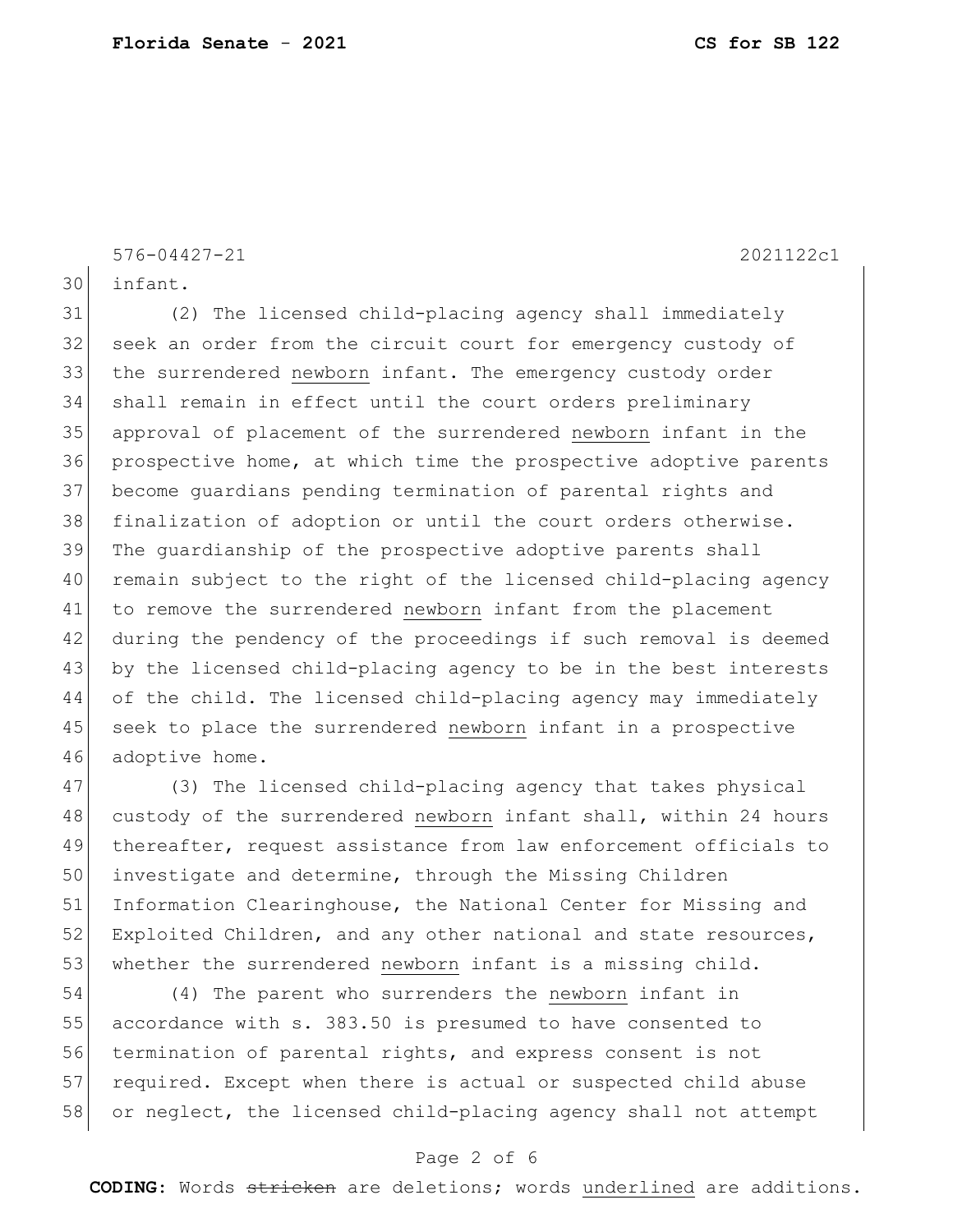infant.

(2) The licensed child-placing agency shall immediately seek an order from the circuit court for emergency custody of the surrendered <u>newborn</u> infant. The emergency custody order shall remain in effect until the court orders preliminary approval of placement of the surrendered <u>newborn</u> infant in the prospective home, at which time the prospective adoptive parents become guardians pending termination of parental rights and finalization of adoption or until the court orders otherwise. The guardianship of the prospective adoptive parents shall remain subject to the right of the licensed child-placing agency to remove the surrendered <u>newborn</u> infant from the placement during the pendency of the proceedings if such removal is deemed by the licensed child-placing agency to be in the best interests of the child. The licensed child-placing agency may immediately seek to place the surrendered <u>newborn</u> infant in a prospective adoptive home.

(3) The licensed child-placing agency that takes physical custody of the surrendered <u>newborn</u> infant shall, within 24 hours thereafter, request assistance from law enforcement officials to investigate and determine, through the Missing Children Information Clearinghouse, the National Center for Missing and Exploited Children, and any other national and state resources, whether the surrendered <u>newborn</u> infant is a missing child.

(4) The parent who surrenders the <u>newborn</u> infant in accordance with s. 383.50 is presumed to have consented to termination of parental rights, and express consent is not required. Except when there is actual or suspected child abuse or neglect, the licensed child-placing agency shall not attempt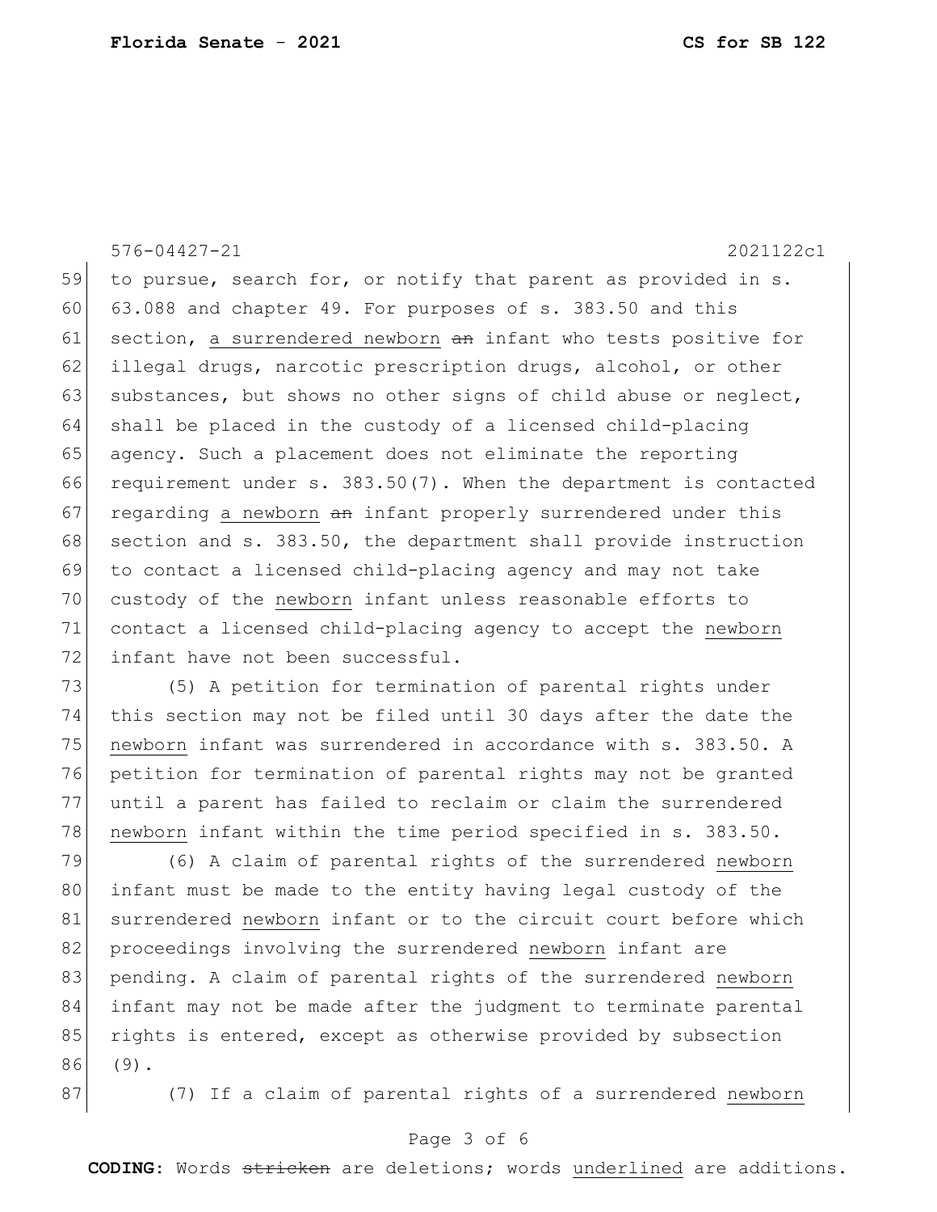to pursue, search for, or notify that parent as provided in s. 63.088 and chapter 49. For purposes of s. 383.50 and this section, <u>a surrendered newborn</u> ~~an~~ infant who tests positive for illegal drugs, narcotic prescription drugs, alcohol, or other substances, but shows no other signs of child abuse or neglect, shall be placed in the custody of a licensed child-placing agency. Such a placement does not eliminate the reporting requirement under s. 383.50(7). When the department is contacted regarding <u>a newborn</u> ~~an~~ infant properly surrendered under this section and s. 383.50, the department shall provide instruction to contact a licensed child-placing agency and may not take custody of the <u>newborn</u> infant unless reasonable efforts to contact a licensed child-placing agency to accept the <u>newborn</u> infant have not been successful.

(5) A petition for termination of parental rights under this section may not be filed until 30 days after the date the <u>newborn</u> infant was surrendered in accordance with s. 383.50. A petition for termination of parental rights may not be granted until a parent has failed to reclaim or claim the surrendered <u>newborn</u> infant within the time period specified in s. 383.50.

(6) A claim of parental rights of the surrendered <u>newborn</u> infant must be made to the entity having legal custody of the surrendered <u>newborn</u> infant or to the circuit court before which proceedings involving the surrendered <u>newborn</u> infant are pending. A claim of parental rights of the surrendered <u>newborn</u> infant may not be made after the judgment to terminate parental rights is entered, except as otherwise provided by subsection (9).

(7) If a claim of parental rights of a surrendered <u>newborn</u>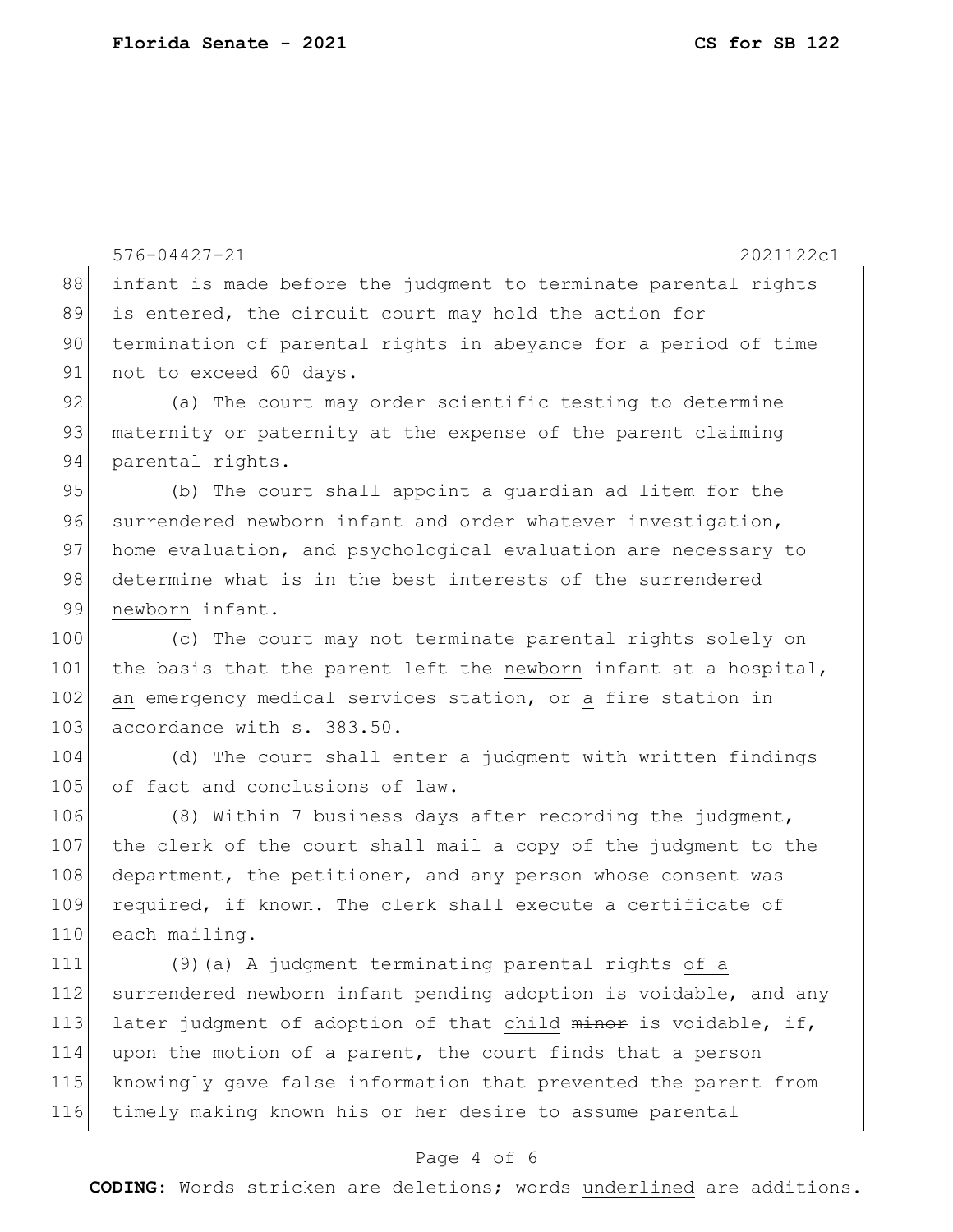infant is made before the judgment to terminate parental rights is entered, the circuit court may hold the action for termination of parental rights in abeyance for a period of time not to exceed 60 days.

(a) The court may order scientific testing to determine maternity or paternity at the expense of the parent claiming parental rights.

(b) The court shall appoint a guardian ad litem for the surrendered <u>newborn</u> infant and order whatever investigation, home evaluation, and psychological evaluation are necessary to determine what is in the best interests of the surrendered <u>newborn</u> infant.

(c) The court may not terminate parental rights solely on the basis that the parent left the <u>newborn</u> infant at a hospital, <u>an</u> emergency medical services station, or <u>a</u> fire station in accordance with s. 383.50.

(d) The court shall enter a judgment with written findings of fact and conclusions of law.

(8) Within 7 business days after recording the judgment, the clerk of the court shall mail a copy of the judgment to the department, the petitioner, and any person whose consent was required, if known. The clerk shall execute a certificate of each mailing.

(9)(a) A judgment terminating parental rights <u>of a surrendered newborn infant</u> pending adoption is voidable, and any later judgment of adoption of that <u>child</u> ~~minor~~ is voidable, if, upon the motion of a parent, the court finds that a person knowingly gave false information that prevented the parent from timely making known his or her desire to assume parental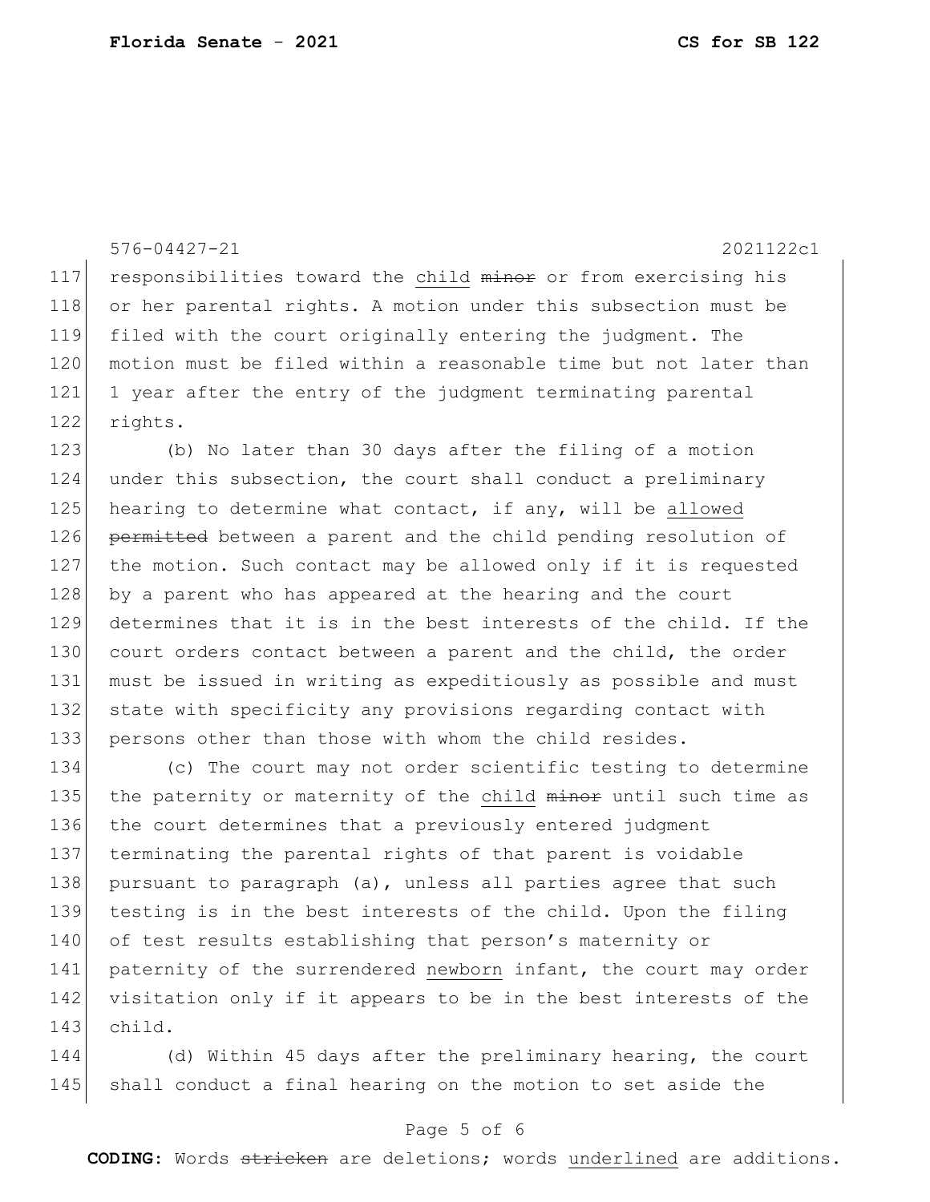responsibilities toward the <u>child</u> ~~minor~~ or from exercising his or her parental rights. A motion under this subsection must be filed with the court originally entering the judgment. The motion must be filed within a reasonable time but not later than 1 year after the entry of the judgment terminating parental rights.

(b) No later than 30 days after the filing of a motion under this subsection, the court shall conduct a preliminary hearing to determine what contact, if any, will be <u>allowed</u> ~~permitted~~ between a parent and the child pending resolution of the motion. Such contact may be allowed only if it is requested by a parent who has appeared at the hearing and the court determines that it is in the best interests of the child. If the court orders contact between a parent and the child, the order must be issued in writing as expeditiously as possible and must state with specificity any provisions regarding contact with persons other than those with whom the child resides.

(c) The court may not order scientific testing to determine the paternity or maternity of the <u>child</u> ~~minor~~ until such time as the court determines that a previously entered judgment terminating the parental rights of that parent is voidable pursuant to paragraph (a), unless all parties agree that such testing is in the best interests of the child. Upon the filing of test results establishing that person's maternity or paternity of the surrendered <u>newborn</u> infant, the court may order visitation only if it appears to be in the best interests of the child.

(d) Within 45 days after the preliminary hearing, the court shall conduct a final hearing on the motion to set aside the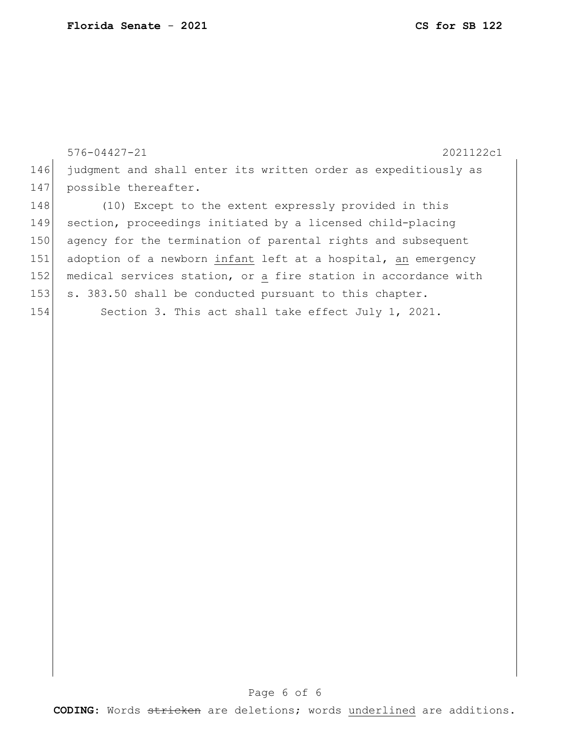judgment and shall enter its written order as expeditiously as possible thereafter.

(10) Except to the extent expressly provided in this section, proceedings initiated by a licensed child-placing agency for the termination of parental rights and subsequent adoption of a newborn <u>infant</u> left at a hospital, <u>an</u> emergency medical services station, or <u>a</u> fire station in accordance with s. 383.50 shall be conducted pursuant to this chapter.

Section 3. This act shall take effect July 1, 2021.